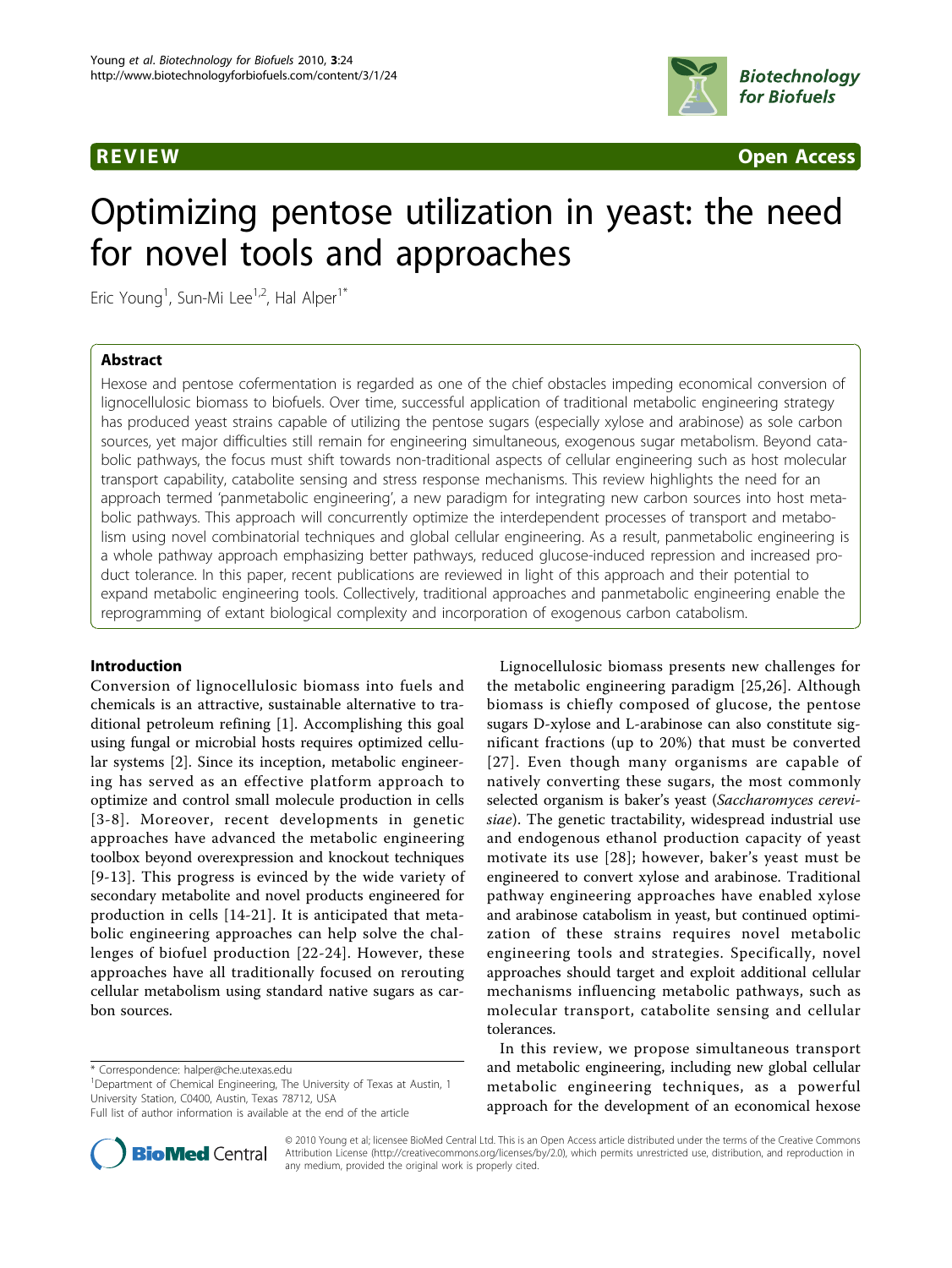REVIEW

Open Access

# Optimizing pentose utilization in yeast: the need for novel tools and approaches

Eric Young[1], Sun-Mi Lee[1,2], Hal Alper[1*]

## Abstract

Hexose and pentose cofermentation is regarded as one of the chief obstacles impeding economical conversion of lignocellulosic biomass to biofuels. Over time, successful application of traditional metabolic engineering strategy has produced yeast strains capable of utilizing the pentose sugars (especially xylose and arabinose) as sole carbon sources, yet major difficulties still remain for engineering simultaneous, exogenous sugar metabolism. Beyond catabolic pathways, the focus must shift towards non-traditional aspects of cellular engineering such as host molecular transport capability, catabolite sensing and stress response mechanisms. This review highlights the need for an approach termed 'panmetabolic engineering', a new paradigm for integrating new carbon sources into host metabolic pathways. This approach will concurrently optimize the interdependent processes of transport and metabolism using novel combinatorial techniques and global cellular engineering. As a result, panmetabolic engineering is a whole pathway approach emphasizing better pathways, reduced glucose-induced repression and increased product tolerance. In this paper, recent publications are reviewed in light of this approach and their potential to expand metabolic engineering tools. Collectively, traditional approaches and panmetabolic engineering enable the reprogramming of extant biological complexity and incorporation of exogenous carbon catabolism.

## Introduction

Conversion of lignocellulosic biomass into fuels and chemicals is an attractive, sustainable alternative to traditional petroleum refining [1]. Accomplishing this goal using fungal or microbial hosts requires optimized cellular systems [2]. Since its inception, metabolic engineering has served as an effective platform approach to optimize and control small molecule production in cells [3-8]. Moreover, recent developments in genetic approaches have advanced the metabolic engineering toolbox beyond overexpression and knockout techniques [9-13]. This progress is evinced by the wide variety of secondary metabolite and novel products engineered for production in cells [14-21]. It is anticipated that metabolic engineering approaches can help solve the challenges of biofuel production [22-24]. However, these approaches have all traditionally focused on rerouting cellular metabolism using standard native sugars as carbon sources.

Lignocellulosic biomass presents new challenges for the metabolic engineering paradigm [25,26]. Although biomass is chiefly composed of glucose, the pentose sugars D-xylose and L-arabinose can also constitute significant fractions (up to 20%) that must be converted [27]. Even though many organisms are capable of natively converting these sugars, the most commonly selected organism is baker's yeast (*Saccharomyces cerevisiae*). The genetic tractability, widespread industrial use and endogenous ethanol production capacity of yeast motivate its use [28]; however, baker's yeast must be engineered to convert xylose and arabinose. Traditional pathway engineering approaches have enabled xylose and arabinose catabolism in yeast, but continued optimization of these strains requires novel metabolic engineering tools and strategies. Specifically, novel approaches should target and exploit additional cellular mechanisms influencing metabolic pathways, such as molecular transport, catabolite sensing and cellular tolerances.

In this review, we propose simultaneous transport and metabolic engineering, including new global cellular metabolic engineering techniques, as a powerful approach for the development of an economical hexose

\* Correspondence: halper@che.utexas.edu
[1]Department of Chemical Engineering, The University of Texas at Austin, 1 University Station, C0400, Austin, Texas 78712, USA
Full list of author information is available at the end of the article

© 2010 Young et al; licensee BioMed Central Ltd. This is an Open Access article distributed under the terms of the Creative Commons Attribution License (http://creativecommons.org/licenses/by/2.0), which permits unrestricted use, distribution, and reproduction in any medium, provided the original work is properly cited.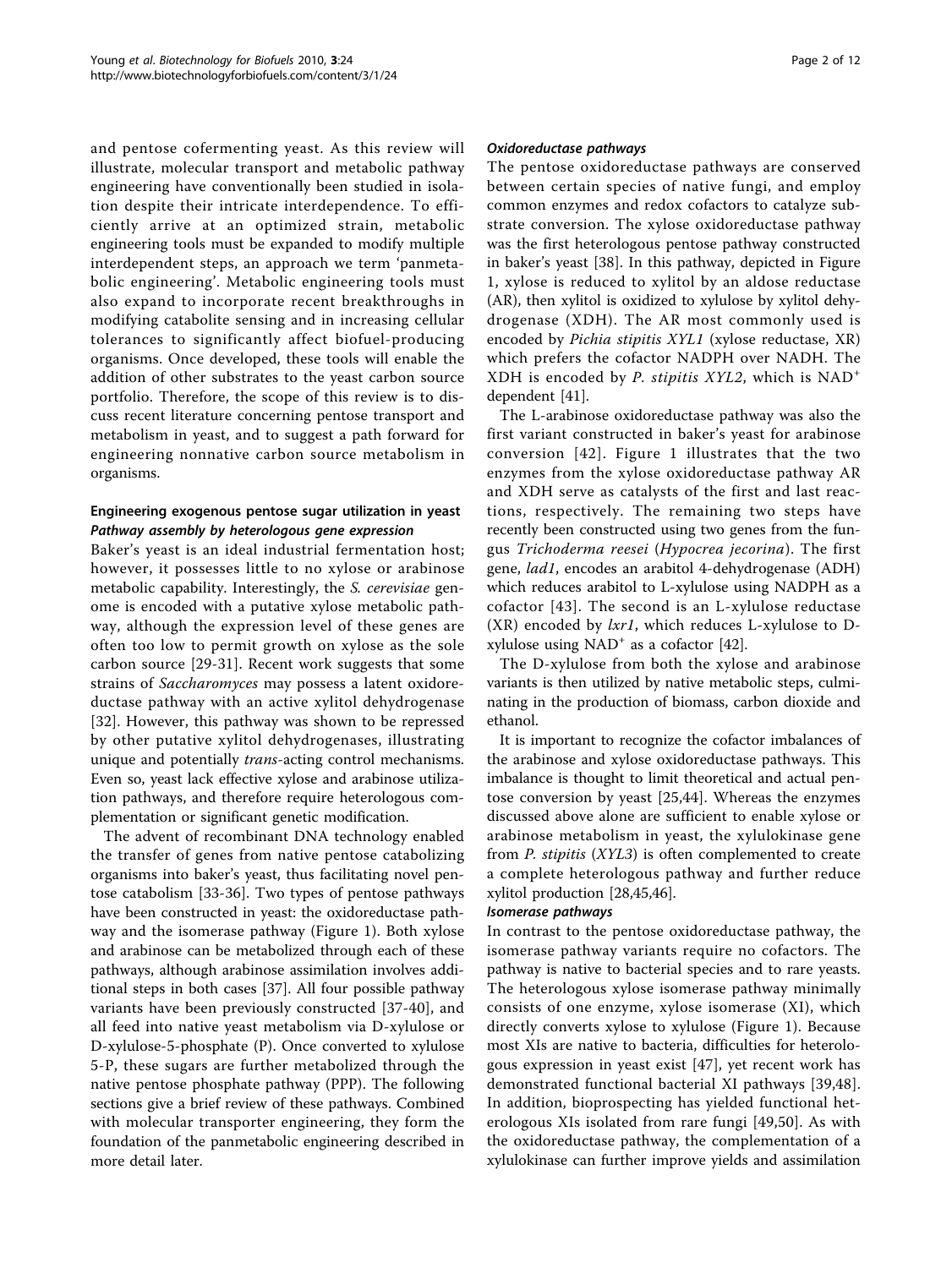and pentose cofermenting yeast. As this review will illustrate, molecular transport and metabolic pathway engineering have conventionally been studied in isolation despite their intricate interdependence. To efficiently arrive at an optimized strain, metabolic engineering tools must be expanded to modify multiple interdependent steps, an approach we term 'panmetabolic engineering'. Metabolic engineering tools must also expand to incorporate recent breakthroughs in modifying catabolite sensing and in increasing cellular tolerances to significantly affect biofuel-producing organisms. Once developed, these tools will enable the addition of other substrates to the yeast carbon source portfolio. Therefore, the scope of this review is to discuss recent literature concerning pentose transport and metabolism in yeast, and to suggest a path forward for engineering nonnative carbon source metabolism in organisms.

## Engineering exogenous pentose sugar utilization in yeast

### *Pathway assembly by heterologous gene expression*

Baker's yeast is an ideal industrial fermentation host; however, it possesses little to no xylose or arabinose metabolic capability. Interestingly, the *S. cerevisiae* genome is encoded with a putative xylose metabolic pathway, although the expression level of these genes are often too low to permit growth on xylose as the sole carbon source [29-31]. Recent work suggests that some strains of *Saccharomyces* may possess a latent oxidoreductase pathway with an active xylitol dehydrogenase [32]. However, this pathway was shown to be repressed by other putative xylitol dehydrogenases, illustrating unique and potentially *trans*-acting control mechanisms. Even so, yeast lack effective xylose and arabinose utilization pathways, and therefore require heterologous complementation or significant genetic modification.

The advent of recombinant DNA technology enabled the transfer of genes from native pentose catabolizing organisms into baker's yeast, thus facilitating novel pentose catabolism [33-36]. Two types of pentose pathways have been constructed in yeast: the oxidoreductase pathway and the isomerase pathway (Figure 1). Both xylose and arabinose can be metabolized through each of these pathways, although arabinose assimilation involves additional steps in both cases [37]. All four possible pathway variants have been previously constructed [37-40], and all feed into native yeast metabolism via D-xylulose or D-xylulose-5-phosphate (P). Once converted to xylulose 5-P, these sugars are further metabolized through the native pentose phosphate pathway (PPP). The following sections give a brief review of these pathways. Combined with molecular transporter engineering, they form the foundation of the panmetabolic engineering described in more detail later.

### *Oxidoreductase pathways*

The pentose oxidoreductase pathways are conserved between certain species of native fungi, and employ common enzymes and redox cofactors to catalyze substrate conversion. The xylose oxidoreductase pathway was the first heterologous pentose pathway constructed in baker's yeast [38]. In this pathway, depicted in Figure 1, xylose is reduced to xylitol by an aldose reductase (AR), then xylitol is oxidized to xylulose by xylitol dehydrogenase (XDH). The AR most commonly used is encoded by *Pichia stipitis XYL1* (xylose reductase, XR) which prefers the cofactor NADPH over NADH. The XDH is encoded by *P. stipitis XYL2*, which is $NAD^+$ dependent [41].

The L-arabinose oxidoreductase pathway was also the first variant constructed in baker's yeast for arabinose conversion [42]. Figure 1 illustrates that the two enzymes from the xylose oxidoreductase pathway AR and XDH serve as catalysts of the first and last reactions, respectively. The remaining two steps have recently been constructed using two genes from the fungus *Trichoderma reesei* (*Hypocrea jecorina*). The first gene, *lad1*, encodes an arabitol 4-dehydrogenase (ADH) which reduces arabitol to L-xylulose using NADPH as a cofactor [43]. The second is an L-xylulose reductase (XR) encoded by *lxr1*, which reduces L-xylulose to D-xylulose using $NAD^+$ as a cofactor [42].

The D-xylulose from both the xylose and arabinose variants is then utilized by native metabolic steps, culminating in the production of biomass, carbon dioxide and ethanol.

It is important to recognize the cofactor imbalances of the arabinose and xylose oxidoreductase pathways. This imbalance is thought to limit theoretical and actual pentose conversion by yeast [25,44]. Whereas the enzymes discussed above alone are sufficient to enable xylose or arabinose metabolism in yeast, the xylulokinase gene from *P. stipitis* (*XYL3*) is often complemented to create a complete heterologous pathway and further reduce xylitol production [28,45,46].

### *Isomerase pathways*

In contrast to the pentose oxidoreductase pathway, the isomerase pathway variants require no cofactors. The pathway is native to bacterial species and to rare yeasts. The heterologous xylose isomerase pathway minimally consists of one enzyme, xylose isomerase (XI), which directly converts xylose to xylulose (Figure 1). Because most XIs are native to bacteria, difficulties for heterologous expression in yeast exist [47], yet recent work has demonstrated functional bacterial XI pathways [39,48]. In addition, bioprospecting has yielded functional heterologous XIs isolated from rare fungi [49,50]. As with the oxidoreductase pathway, the complementation of a xylulokinase can further improve yields and assimilation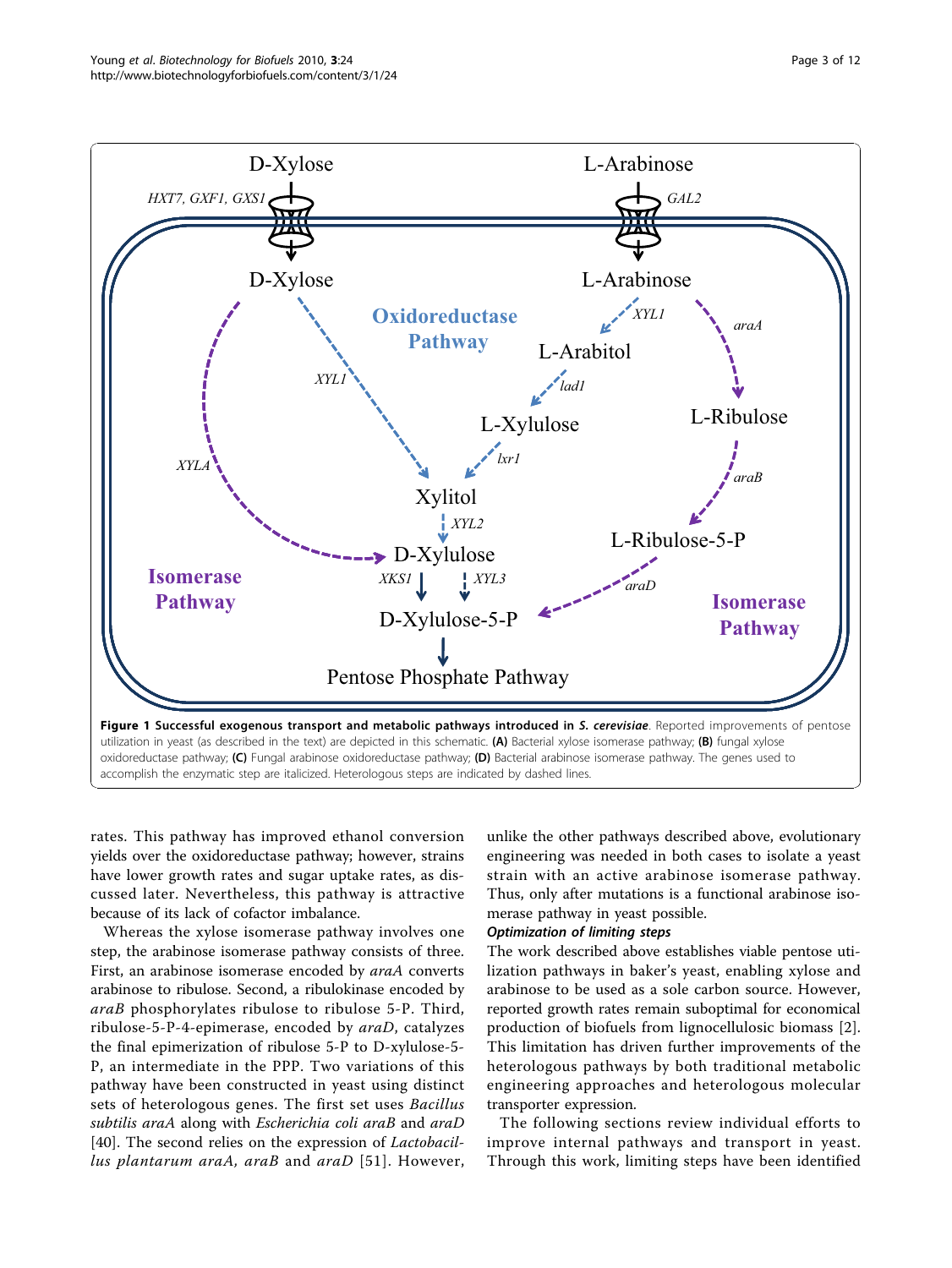**Figure 1 Successful exogenous transport and metabolic pathways introduced in *S. cerevisiae*.** Reported improvements of pentose utilization in yeast (as described in the text) are depicted in this schematic. **(A)** Bacterial xylose isomerase pathway; **(B)** fungal xylose oxidoreductase pathway; **(C)** Fungal arabinose oxidoreductase pathway; **(D)** Bacterial arabinose isomerase pathway. The genes used to accomplish the enzymatic step are italicized. Heterologous steps are indicated by dashed lines.

rates. This pathway has improved ethanol conversion yields over the oxidoreductase pathway; however, strains have lower growth rates and sugar uptake rates, as discussed later. Nevertheless, this pathway is attractive because of its lack of cofactor imbalance.

Whereas the xylose isomerase pathway involves one step, the arabinose isomerase pathway consists of three. First, an arabinose isomerase encoded by *araA* converts arabinose to ribulose. Second, a ribulokinase encoded by *araB* phosphorylates ribulose to ribulose 5-P. Third, ribulose-5-P-4-epimerase, encoded by *araD*, catalyzes the final epimerization of ribulose 5-P to D-xylulose-5-P, an intermediate in the PPP. Two variations of this pathway have been constructed in yeast using distinct sets of heterologous genes. The first set uses *Bacillus subtilis araA* along with *Escherichia coli araB* and *araD* [40]. The second relies on the expression of *Lactobacillus plantarum araA*, *araB* and *araD* [51]. However, unlike the other pathways described above, evolutionary engineering was needed in both cases to isolate a yeast strain with an active arabinose isomerase pathway. Thus, only after mutations is a functional arabinose isomerase pathway in yeast possible.

#### Optimization of limiting steps

The work described above establishes viable pentose utilization pathways in baker's yeast, enabling xylose and arabinose to be used as a sole carbon source. However, reported growth rates remain suboptimal for economical production of biofuels from lignocellulosic biomass [2]. This limitation has driven further improvements of the heterologous pathways by both traditional metabolic engineering approaches and heterologous molecular transporter expression.

The following sections review individual efforts to improve internal pathways and transport in yeast. Through this work, limiting steps have been identified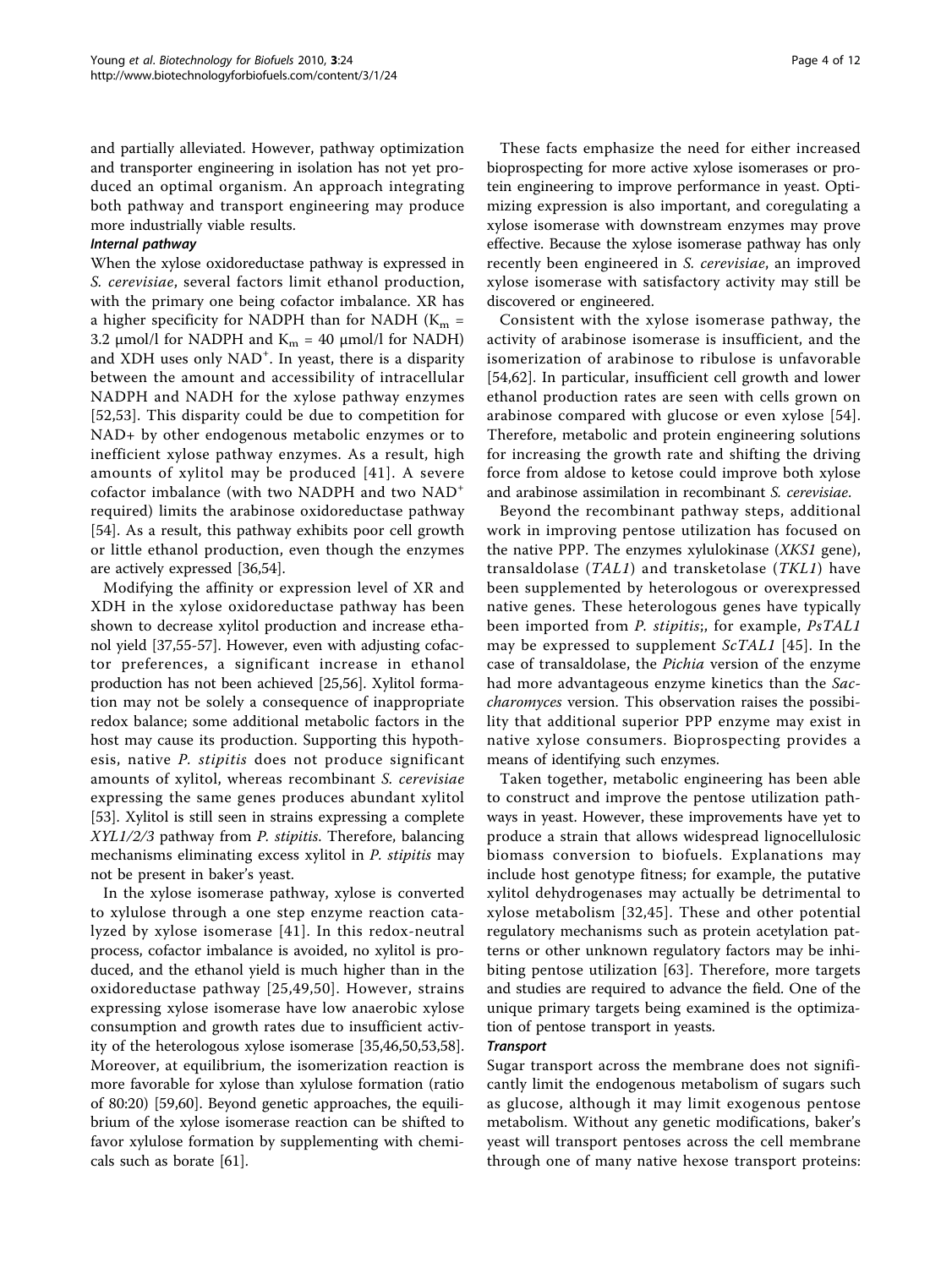and partially alleviated. However, pathway optimization and transporter engineering in isolation has not yet produced an optimal organism. An approach integrating both pathway and transport engineering may produce more industrially viable results.

#### *Internal pathway*

When the xylose oxidoreductase pathway is expressed in *S. cerevisiae*, several factors limit ethanol production, with the primary one being cofactor imbalance. XR has a higher specificity for NADPH than for NADH ($K_m$ = 3.2 μmol/l for NADPH and $K_m$ = 40 μmol/l for NADH) and XDH uses only $NAD^+$. In yeast, there is a disparity between the amount and accessibility of intracellular NADPH and NADH for the xylose pathway enzymes [52,53]. This disparity could be due to competition for NAD+ by other endogenous metabolic enzymes or to inefficient xylose pathway enzymes. As a result, high amounts of xylitol may be produced [41]. A severe cofactor imbalance (with two NADPH and two $NAD^+$ required) limits the arabinose oxidoreductase pathway [54]. As a result, this pathway exhibits poor cell growth or little ethanol production, even though the enzymes are actively expressed [36,54].

Modifying the affinity or expression level of XR and XDH in the xylose oxidoreductase pathway has been shown to decrease xylitol production and increase ethanol yield [37,55-57]. However, even with adjusting cofactor preferences, a significant increase in ethanol production has not been achieved [25,56]. Xylitol formation may not be solely a consequence of inappropriate redox balance; some additional metabolic factors in the host may cause its production. Supporting this hypothesis, native *P. stipitis* does not produce significant amounts of xylitol, whereas recombinant *S. cerevisiae* expressing the same genes produces abundant xylitol [53]. Xylitol is still seen in strains expressing a complete *XYL1/2/3* pathway from *P. stipitis*. Therefore, balancing mechanisms eliminating excess xylitol in *P. stipitis* may not be present in baker's yeast.

In the xylose isomerase pathway, xylose is converted to xylulose through a one step enzyme reaction catalyzed by xylose isomerase [41]. In this redox-neutral process, cofactor imbalance is avoided, no xylitol is produced, and the ethanol yield is much higher than in the oxidoreductase pathway [25,49,50]. However, strains expressing xylose isomerase have low anaerobic xylose consumption and growth rates due to insufficient activity of the heterologous xylose isomerase [35,46,50,53,58]. Moreover, at equilibrium, the isomerization reaction is more favorable for xylose than xylulose formation (ratio of 80:20) [59,60]. Beyond genetic approaches, the equilibrium of the xylose isomerase reaction can be shifted to favor xylulose formation by supplementing with chemicals such as borate [61].

These facts emphasize the need for either increased bioprospecting for more active xylose isomerases or protein engineering to improve performance in yeast. Optimizing expression is also important, and coregulating a xylose isomerase with downstream enzymes may prove effective. Because the xylose isomerase pathway has only recently been engineered in *S. cerevisiae*, an improved xylose isomerase with satisfactory activity may still be discovered or engineered.

Consistent with the xylose isomerase pathway, the activity of arabinose isomerase is insufficient, and the isomerization of arabinose to ribulose is unfavorable [54,62]. In particular, insufficient cell growth and lower ethanol production rates are seen with cells grown on arabinose compared with glucose or even xylose [54]. Therefore, metabolic and protein engineering solutions for increasing the growth rate and shifting the driving force from aldose to ketose could improve both xylose and arabinose assimilation in recombinant *S. cerevisiae*.

Beyond the recombinant pathway steps, additional work in improving pentose utilization has focused on the native PPP. The enzymes xylulokinase (*XKS1* gene), transaldolase (*TAL1*) and transketolase (*TKL1*) have been supplemented by heterologous or overexpressed native genes. These heterologous genes have typically been imported from *P. stipitis*;, for example, *PsTAL1* may be expressed to supplement *ScTAL1* [45]. In the case of transaldolase, the *Pichia* version of the enzyme had more advantageous enzyme kinetics than the *Saccharomyces* version. This observation raises the possibility that additional superior PPP enzyme may exist in native xylose consumers. Bioprospecting provides a means of identifying such enzymes.

Taken together, metabolic engineering has been able to construct and improve the pentose utilization pathways in yeast. However, these improvements have yet to produce a strain that allows widespread lignocellulosic biomass conversion to biofuels. Explanations may include host genotype fitness; for example, the putative xylitol dehydrogenases may actually be detrimental to xylose metabolism [32,45]. These and other potential regulatory mechanisms such as protein acetylation patterns or other unknown regulatory factors may be inhibiting pentose utilization [63]. Therefore, more targets and studies are required to advance the field. One of the unique primary targets being examined is the optimization of pentose transport in yeasts.

#### *Transport*

Sugar transport across the membrane does not significantly limit the endogenous metabolism of sugars such as glucose, although it may limit exogenous pentose metabolism. Without any genetic modifications, baker's yeast will transport pentoses across the cell membrane through one of many native hexose transport proteins: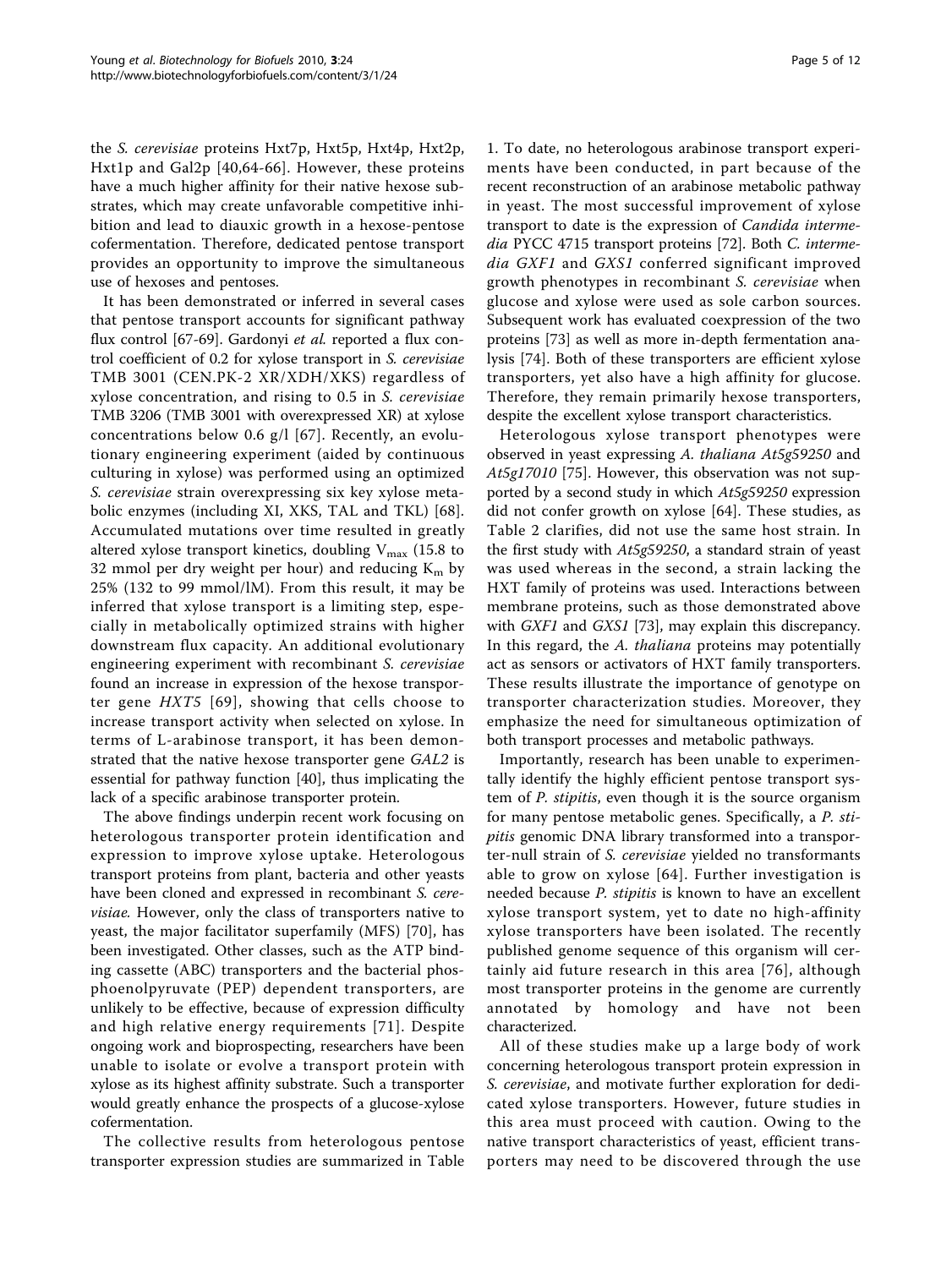the *S. cerevisiae* proteins Hxt7p, Hxt5p, Hxt4p, Hxt2p, Hxt1p and Gal2p [40,64-66]. However, these proteins have a much higher affinity for their native hexose substrates, which may create unfavorable competitive inhibition and lead to diauxic growth in a hexose-pentose cofermentation. Therefore, dedicated pentose transport provides an opportunity to improve the simultaneous use of hexoses and pentoses.

It has been demonstrated or inferred in several cases that pentose transport accounts for significant pathway flux control [67-69]. Gardonyi *et al.* reported a flux control coefficient of 0.2 for xylose transport in *S. cerevisiae* TMB 3001 (CEN.PK-2 XR/XDH/XKS) regardless of xylose concentration, and rising to 0.5 in *S. cerevisiae* TMB 3206 (TMB 3001 with overexpressed XR) at xylose concentrations below 0.6 g/l [67]. Recently, an evolutionary engineering experiment (aided by continuous culturing in xylose) was performed using an optimized *S. cerevisiae* strain overexpressing six key xylose metabolic enzymes (including XI, XKS, TAL and TKL) [68]. Accumulated mutations over time resulted in greatly altered xylose transport kinetics, doubling $V_{max}$ (15.8 to 32 mmol per dry weight per hour) and reducing $K_m$ by 25% (132 to 99 mmol/lM). From this result, it may be inferred that xylose transport is a limiting step, especially in metabolically optimized strains with higher downstream flux capacity. An additional evolutionary engineering experiment with recombinant *S. cerevisiae* found an increase in expression of the hexose transporter gene *HXT5* [69], showing that cells choose to increase transport activity when selected on xylose. In terms of L-arabinose transport, it has been demonstrated that the native hexose transporter gene *GAL2* is essential for pathway function [40], thus implicating the lack of a specific arabinose transporter protein.

The above findings underpin recent work focusing on heterologous transporter protein identification and expression to improve xylose uptake. Heterologous transport proteins from plant, bacteria and other yeasts have been cloned and expressed in recombinant *S. cerevisiae.* However, only the class of transporters native to yeast, the major facilitator superfamily (MFS) [70], has been investigated. Other classes, such as the ATP binding cassette (ABC) transporters and the bacterial phosphoenolpyruvate (PEP) dependent transporters, are unlikely to be effective, because of expression difficulty and high relative energy requirements [71]. Despite ongoing work and bioprospecting, researchers have been unable to isolate or evolve a transport protein with xylose as its highest affinity substrate. Such a transporter would greatly enhance the prospects of a glucose-xylose cofermentation.

The collective results from heterologous pentose transporter expression studies are summarized in Table 1. To date, no heterologous arabinose transport experiments have been conducted, in part because of the recent reconstruction of an arabinose metabolic pathway in yeast. The most successful improvement of xylose transport to date is the expression of *Candida intermedia* PYCC 4715 transport proteins [72]. Both *C. intermedia GXF1* and *GXS1* conferred significant improved growth phenotypes in recombinant *S. cerevisiae* when glucose and xylose were used as sole carbon sources. Subsequent work has evaluated coexpression of the two proteins [73] as well as more in-depth fermentation analysis [74]. Both of these transporters are efficient xylose transporters, yet also have a high affinity for glucose. Therefore, they remain primarily hexose transporters, despite the excellent xylose transport characteristics.

Heterologous xylose transport phenotypes were observed in yeast expressing *A. thaliana At5g59250* and *At5g17010* [75]. However, this observation was not supported by a second study in which *At5g59250* expression did not confer growth on xylose [64]. These studies, as Table 2 clarifies, did not use the same host strain. In the first study with *At5g59250*, a standard strain of yeast was used whereas in the second, a strain lacking the HXT family of proteins was used. Interactions between membrane proteins, such as those demonstrated above with *GXF1* and *GXS1* [73], may explain this discrepancy. In this regard, the *A. thaliana* proteins may potentially act as sensors or activators of HXT family transporters. These results illustrate the importance of genotype on transporter characterization studies. Moreover, they emphasize the need for simultaneous optimization of both transport processes and metabolic pathways.

Importantly, research has been unable to experimentally identify the highly efficient pentose transport system of *P. stipitis*, even though it is the source organism for many pentose metabolic genes. Specifically, a *P. stipitis* genomic DNA library transformed into a transporter-null strain of *S. cerevisiae* yielded no transformants able to grow on xylose [64]. Further investigation is needed because *P. stipitis* is known to have an excellent xylose transport system, yet to date no high-affinity xylose transporters have been isolated. The recently published genome sequence of this organism will certainly aid future research in this area [76], although most transporter proteins in the genome are currently annotated by homology and have not been characterized.

All of these studies make up a large body of work concerning heterologous transport protein expression in *S. cerevisiae*, and motivate further exploration for dedicated xylose transporters. However, future studies in this area must proceed with caution. Owing to the native transport characteristics of yeast, efficient transporters may need to be discovered through the use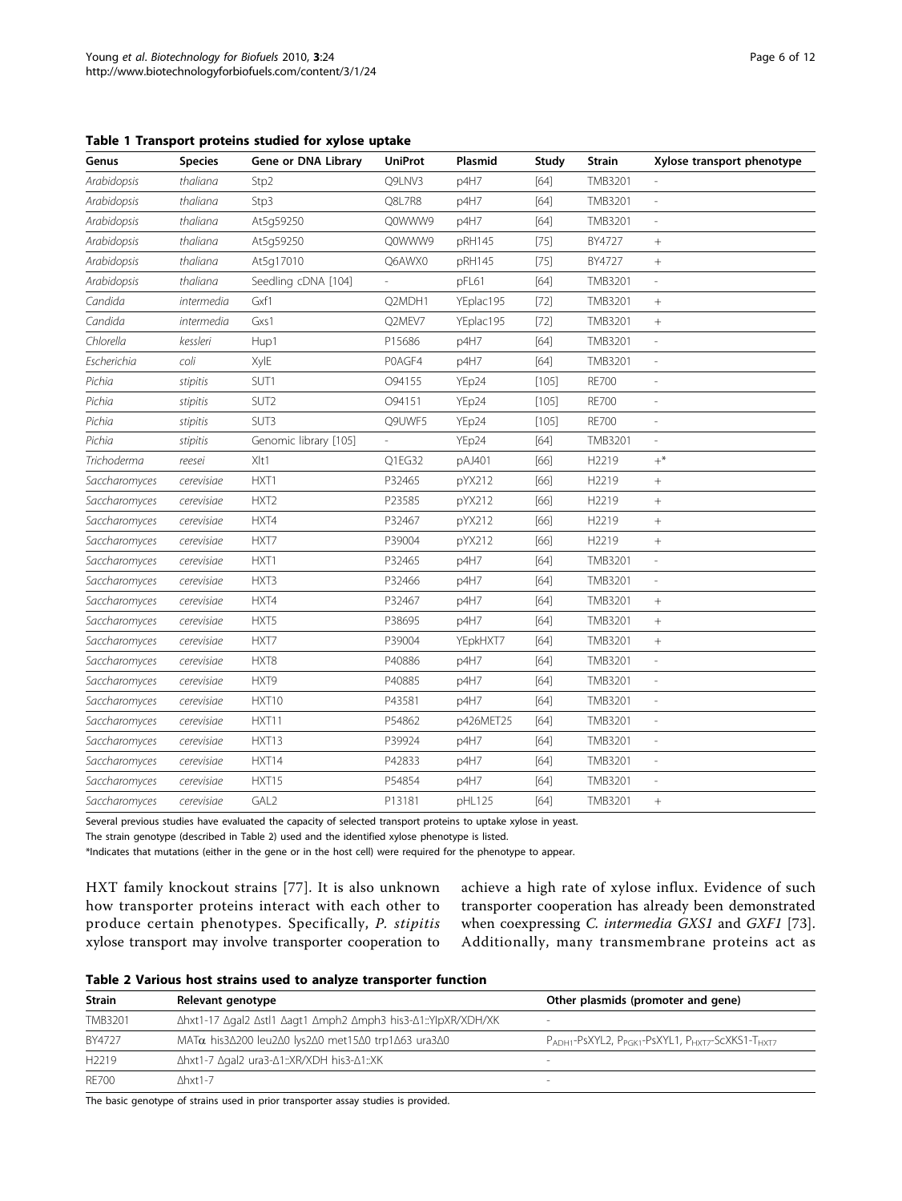**Table 1 Transport proteins studied for xylose uptake**

| Genus | Species | Gene or DNA Library | UniProt | Plasmid | Study | Strain | Xylose transport phenotype |
|---|---|---|---|---|---|---|---|
| *Arabidopsis* | *thaliana* | Stp2 | Q9LNV3 | p4H7 | [64] | TMB3201 | - |
| *Arabidopsis* | *thaliana* | Stp3 | Q8L7R8 | p4H7 | [64] | TMB3201 | - |
| *Arabidopsis* | *thaliana* | At5g59250 | Q0WWW9 | p4H7 | [64] | TMB3201 | - |
| *Arabidopsis* | *thaliana* | At5g59250 | Q0WWW9 | pRH145 | [75] | BY4727 | + |
| *Arabidopsis* | *thaliana* | At5g17010 | Q6AWX0 | pRH145 | [75] | BY4727 | + |
| *Arabidopsis* | *thaliana* | Seedling cDNA [104] | - | pFL61 | [64] | TMB3201 | - |
| *Candida* | *intermedia* | Gxf1 | Q2MDH1 | YEplac195 | [72] | TMB3201 | + |
| *Candida* | *intermedia* | Gxs1 | Q2MEV7 | YEplac195 | [72] | TMB3201 | + |
| *Chlorella* | *kessleri* | Hup1 | P15686 | p4H7 | [64] | TMB3201 | - |
| *Escherichia* | *coli* | XylE | P0AGF4 | p4H7 | [64] | TMB3201 | - |
| *Pichia* | *stipitis* | SUT1 | O94155 | YEp24 | [105] | RE700 | - |
| *Pichia* | *stipitis* | SUT2 | O94151 | YEp24 | [105] | RE700 | - |
| *Pichia* | *stipitis* | SUT3 | Q9UWF5 | YEp24 | [105] | RE700 | - |
| *Pichia* | *stipitis* | Genomic library [105] | - | YEp24 | [64] | TMB3201 | - |
| *Trichoderma* | *reesei* | Xlt1 | Q1EG32 | pAJ401 | [66] | H2219 | +* |
| *Saccharomyces* | *cerevisiae* | HXT1 | P32465 | pYX212 | [66] | H2219 | + |
| *Saccharomyces* | *cerevisiae* | HXT2 | P23585 | pYX212 | [66] | H2219 | + |
| *Saccharomyces* | *cerevisiae* | HXT4 | P32467 | pYX212 | [66] | H2219 | + |
| *Saccharomyces* | *cerevisiae* | HXT7 | P39004 | pYX212 | [66] | H2219 | + |
| *Saccharomyces* | *cerevisiae* | HXT1 | P32465 | p4H7 | [64] | TMB3201 | - |
| *Saccharomyces* | *cerevisiae* | HXT3 | P32466 | p4H7 | [64] | TMB3201 | - |
| *Saccharomyces* | *cerevisiae* | HXT4 | P32467 | p4H7 | [64] | TMB3201 | + |
| *Saccharomyces* | *cerevisiae* | HXT5 | P38695 | p4H7 | [64] | TMB3201 | + |
| *Saccharomyces* | *cerevisiae* | HXT7 | P39004 | YEpkHXT7 | [64] | TMB3201 | + |
| *Saccharomyces* | *cerevisiae* | HXT8 | P40886 | p4H7 | [64] | TMB3201 | - |
| *Saccharomyces* | *cerevisiae* | HXT9 | P40885 | p4H7 | [64] | TMB3201 | - |
| *Saccharomyces* | *cerevisiae* | HXT10 | P43581 | p4H7 | [64] | TMB3201 | - |
| *Saccharomyces* | *cerevisiae* | HXT11 | P54862 | p426MET25 | [64] | TMB3201 | - |
| *Saccharomyces* | *cerevisiae* | HXT13 | P39924 | p4H7 | [64] | TMB3201 | - |
| *Saccharomyces* | *cerevisiae* | HXT14 | P42833 | p4H7 | [64] | TMB3201 | - |
| *Saccharomyces* | *cerevisiae* | HXT15 | P54854 | p4H7 | [64] | TMB3201 | - |
| *Saccharomyces* | *cerevisiae* | GAL2 | P13181 | pHL125 | [64] | TMB3201 | + |

Several previous studies have evaluated the capacity of selected transport proteins to uptake xylose in yeast.
The strain genotype (described in Table 2) used and the identified xylose phenotype is listed.
*Indicates that mutations (either in the gene or in the host cell) were required for the phenotype to appear.

HXT family knockout strains [77]. It is also unknown how transporter proteins interact with each other to produce certain phenotypes. Specifically, *P. stipitis* xylose transport may involve transporter cooperation to achieve a high rate of xylose influx. Evidence of such transporter cooperation has already been demonstrated when coexpressing *C. intermedia GXS1* and *GXF1* [73]. Additionally, many transmembrane proteins act as

**Table 2 Various host strains used to analyze transporter function**

| Strain | Relevant genotype | Other plasmids (promoter and gene) |
|---|---|---|
| TMB3201 | Δhxt1-17 Δgal2 Δstl1 Δagt1 Δmph2 Δmph3 his3-Δ1::YIpXR/XDH/XK | - |
| BY4727 | MATα his3Δ200 leu2Δ0 lys2Δ0 met15Δ0 trp1Δ63 ura3Δ0 | $P_{ADH1}$-PsXYL2, $P_{PGK1}$-PsXYL1, $P_{HXT7}$-ScXKS1-$T_{HXT7}$ |
| H2219 | Δhxt1-7 Δgal2 ura3-Δ1::XR/XDH his3-Δ1::XK | - |
| RE700 | Δhxt1-7 | - |

The basic genotype of strains used in prior transporter assay studies is provided.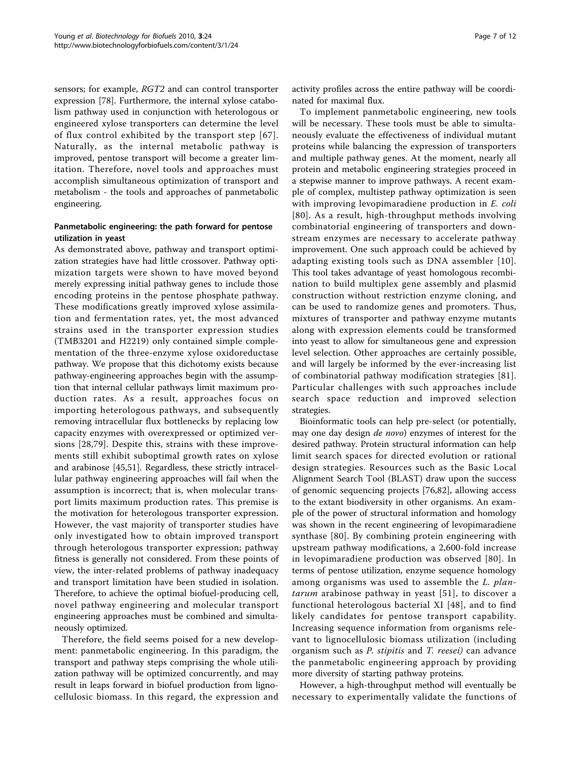sensors; for example, *RGT2* and can control transporter expression [78]. Furthermore, the internal xylose catabolism pathway used in conjunction with heterologous or engineered xylose transporters can determine the level of flux control exhibited by the transport step [67]. Naturally, as the internal metabolic pathway is improved, pentose transport will become a greater limitation. Therefore, novel tools and approaches must accomplish simultaneous optimization of transport and metabolism - the tools and approaches of panmetabolic engineering.

### Panmetabolic engineering: the path forward for pentose utilization in yeast

As demonstrated above, pathway and transport optimization strategies have had little crossover. Pathway optimization targets were shown to have moved beyond merely expressing initial pathway genes to include those encoding proteins in the pentose phosphate pathway. These modifications greatly improved xylose assimilation and fermentation rates, yet, the most advanced strains used in the transporter expression studies (TMB3201 and H2219) only contained simple complementation of the three-enzyme xylose oxidoreductase pathway. We propose that this dichotomy exists because pathway-engineering approaches begin with the assumption that internal cellular pathways limit maximum production rates. As a result, approaches focus on importing heterologous pathways, and subsequently removing intracellular flux bottlenecks by replacing low capacity enzymes with overexpressed or optimized versions [28,79]. Despite this, strains with these improvements still exhibit suboptimal growth rates on xylose and arabinose [45,51]. Regardless, these strictly intracellular pathway engineering approaches will fail when the assumption is incorrect; that is, when molecular transport limits maximum production rates. This premise is the motivation for heterologous transporter expression. However, the vast majority of transporter studies have only investigated how to obtain improved transport through heterologous transporter expression; pathway fitness is generally not considered. From these points of view, the inter-related problems of pathway inadequacy and transport limitation have been studied in isolation. Therefore, to achieve the optimal biofuel-producing cell, novel pathway engineering and molecular transport engineering approaches must be combined and simultaneously optimized.

Therefore, the field seems poised for a new development: panmetabolic engineering. In this paradigm, the transport and pathway steps comprising the whole utilization pathway will be optimized concurrently, and may result in leaps forward in biofuel production from lignocellulosic biomass. In this regard, the expression and activity profiles across the entire pathway will be coordinated for maximal flux.

To implement panmetabolic engineering, new tools will be necessary. These tools must be able to simultaneously evaluate the effectiveness of individual mutant proteins while balancing the expression of transporters and multiple pathway genes. At the moment, nearly all protein and metabolic engineering strategies proceed in a stepwise manner to improve pathways. A recent example of complex, multistep pathway optimization is seen with improving levopimaradiene production in *E. coli* [80]. As a result, high-throughput methods involving combinatorial engineering of transporters and downstream enzymes are necessary to accelerate pathway improvement. One such approach could be achieved by adapting existing tools such as DNA assembler [10]. This tool takes advantage of yeast homologous recombination to build multiplex gene assembly and plasmid construction without restriction enzyme cloning, and can be used to randomize genes and promoters. Thus, mixtures of transporter and pathway enzyme mutants along with expression elements could be transformed into yeast to allow for simultaneous gene and expression level selection. Other approaches are certainly possible, and will largely be informed by the ever-increasing list of combinatorial pathway modification strategies [81]. Particular challenges with such approaches include search space reduction and improved selection strategies.

Bioinformatic tools can help pre-select (or potentially, may one day design *de novo*) enzymes of interest for the desired pathway. Protein structural information can help limit search spaces for directed evolution or rational design strategies. Resources such as the Basic Local Alignment Search Tool (BLAST) draw upon the success of genomic sequencing projects [76,82], allowing access to the extant biodiversity in other organisms. An example of the power of structural information and homology was shown in the recent engineering of levopimaradiene synthase [80]. By combining protein engineering with upstream pathway modifications, a 2,600-fold increase in levopimaradiene production was observed [80]. In terms of pentose utilization, enzyme sequence homology among organisms was used to assemble the *L. plantarum* arabinose pathway in yeast [51], to discover a functional heterologous bacterial XI [48], and to find likely candidates for pentose transport capability. Increasing sequence information from organisms relevant to lignocellulosic biomass utilization (including organism such as *P. stipitis* and *T. reesei)* can advance the panmetabolic engineering approach by providing more diversity of starting pathway proteins.

However, a high-throughput method will eventually be necessary to experimentally validate the functions of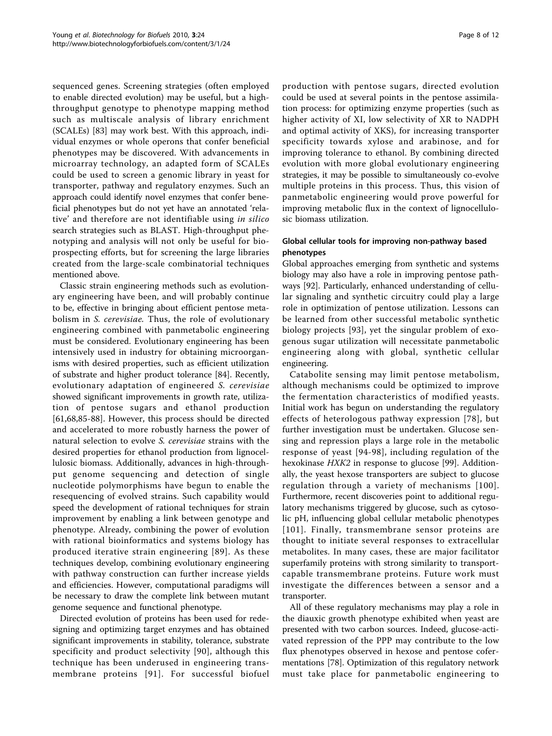sequenced genes. Screening strategies (often employed to enable directed evolution) may be useful, but a high-throughput genotype to phenotype mapping method such as multiscale analysis of library enrichment (SCALEs) [83] may work best. With this approach, individual enzymes or whole operons that confer beneficial phenotypes may be discovered. With advancements in microarray technology, an adapted form of SCALEs could be used to screen a genomic library in yeast for transporter, pathway and regulatory enzymes. Such an approach could identify novel enzymes that confer beneficial phenotypes but do not yet have an annotated 'relative' and therefore are not identifiable using *in silico* search strategies such as BLAST. High-throughput phenotyping and analysis will not only be useful for bioprospecting efforts, but for screening the large libraries created from the large-scale combinatorial techniques mentioned above.

Classic strain engineering methods such as evolutionary engineering have been, and will probably continue to be, effective in bringing about efficient pentose metabolism in *S. cerevisiae.* Thus, the role of evolutionary engineering combined with panmetabolic engineering must be considered. Evolutionary engineering has been intensively used in industry for obtaining microorganisms with desired properties, such as efficient utilization of substrate and higher product tolerance [84]. Recently, evolutionary adaptation of engineered *S. cerevisiae* showed significant improvements in growth rate, utilization of pentose sugars and ethanol production [61,68,85-88]. However, this process should be directed and accelerated to more robustly harness the power of natural selection to evolve *S. cerevisiae* strains with the desired properties for ethanol production from lignocellulosic biomass. Additionally, advances in high-throughput genome sequencing and detection of single nucleotide polymorphisms have begun to enable the resequencing of evolved strains. Such capability would speed the development of rational techniques for strain improvement by enabling a link between genotype and phenotype. Already, combining the power of evolution with rational bioinformatics and systems biology has produced iterative strain engineering [89]. As these techniques develop, combining evolutionary engineering with pathway construction can further increase yields and efficiencies. However, computational paradigms will be necessary to draw the complete link between mutant genome sequence and functional phenotype.

Directed evolution of proteins has been used for redesigning and optimizing target enzymes and has obtained significant improvements in stability, tolerance, substrate specificity and product selectivity [90], although this technique has been underused in engineering transmembrane proteins [91]. For successful biofuel production with pentose sugars, directed evolution could be used at several points in the pentose assimilation process: for optimizing enzyme properties (such as higher activity of XI, low selectivity of XR to NADPH and optimal activity of XKS), for increasing transporter specificity towards xylose and arabinose, and for improving tolerance to ethanol. By combining directed evolution with more global evolutionary engineering strategies, it may be possible to simultaneously co-evolve multiple proteins in this process. Thus, this vision of panmetabolic engineering would prove powerful for improving metabolic flux in the context of lignocellulosic biomass utilization.

### Global cellular tools for improving non-pathway based phenotypes

Global approaches emerging from synthetic and systems biology may also have a role in improving pentose pathways [92]. Particularly, enhanced understanding of cellular signaling and synthetic circuitry could play a large role in optimization of pentose utilization. Lessons can be learned from other successful metabolic synthetic biology projects [93], yet the singular problem of exogenous sugar utilization will necessitate panmetabolic engineering along with global, synthetic cellular engineering.

Catabolite sensing may limit pentose metabolism, although mechanisms could be optimized to improve the fermentation characteristics of modified yeasts. Initial work has begun on understanding the regulatory effects of heterologous pathway expression [78], but further investigation must be undertaken. Glucose sensing and repression plays a large role in the metabolic response of yeast [94-98], including regulation of the hexokinase *HXK2* in response to glucose [99]. Additionally, the yeast hexose transporters are subject to glucose regulation through a variety of mechanisms [100]. Furthermore, recent discoveries point to additional regulatory mechanisms triggered by glucose, such as cytosolic pH, influencing global cellular metabolic phenotypes [101]. Finally, transmembrane sensor proteins are thought to initiate several responses to extracellular metabolites. In many cases, these are major facilitator superfamily proteins with strong similarity to transport-capable transmembrane proteins. Future work must investigate the differences between a sensor and a transporter.

All of these regulatory mechanisms may play a role in the diauxic growth phenotype exhibited when yeast are presented with two carbon sources. Indeed, glucose-activated repression of the PPP may contribute to the low flux phenotypes observed in hexose and pentose cofermentations [78]. Optimization of this regulatory network must take place for panmetabolic engineering to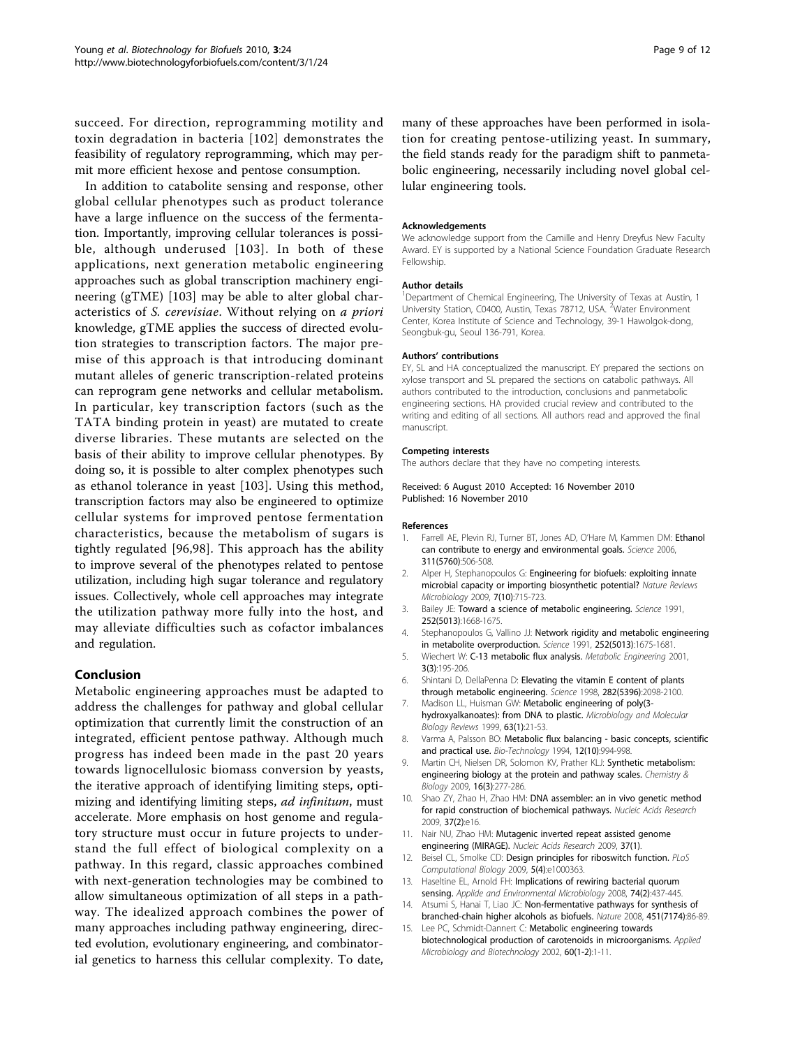succeed. For direction, reprogramming motility and toxin degradation in bacteria [102] demonstrates the feasibility of regulatory reprogramming, which may permit more efficient hexose and pentose consumption.

In addition to catabolite sensing and response, other global cellular phenotypes such as product tolerance have a large influence on the success of the fermentation. Importantly, improving cellular tolerances is possible, although underused [103]. In both of these applications, next generation metabolic engineering approaches such as global transcription machinery engineering (gTME) [103] may be able to alter global characteristics of *S. cerevisiae*. Without relying on *a priori* knowledge, gTME applies the success of directed evolution strategies to transcription factors. The major premise of this approach is that introducing dominant mutant alleles of generic transcription-related proteins can reprogram gene networks and cellular metabolism. In particular, key transcription factors (such as the TATA binding protein in yeast) are mutated to create diverse libraries. These mutants are selected on the basis of their ability to improve cellular phenotypes. By doing so, it is possible to alter complex phenotypes such as ethanol tolerance in yeast [103]. Using this method, transcription factors may also be engineered to optimize cellular systems for improved pentose fermentation characteristics, because the metabolism of sugars is tightly regulated [96,98]. This approach has the ability to improve several of the phenotypes related to pentose utilization, including high sugar tolerance and regulatory issues. Collectively, whole cell approaches may integrate the utilization pathway more fully into the host, and may alleviate difficulties such as cofactor imbalances and regulation.

## Conclusion

Metabolic engineering approaches must be adapted to address the challenges for pathway and global cellular optimization that currently limit the construction of an integrated, efficient pentose pathway. Although much progress has indeed been made in the past 20 years towards lignocellulosic biomass conversion by yeasts, the iterative approach of identifying limiting steps, optimizing and identifying limiting steps, *ad infinitum*, must accelerate. More emphasis on host genome and regulatory structure must occur in future projects to understand the full effect of biological complexity on a pathway. In this regard, classic approaches combined with next-generation technologies may be combined to allow simultaneous optimization of all steps in a pathway. The idealized approach combines the power of many approaches including pathway engineering, directed evolution, evolutionary engineering, and combinatorial genetics to harness this cellular complexity. To date, many of these approaches have been performed in isolation for creating pentose-utilizing yeast. In summary, the field stands ready for the paradigm shift to panmetabolic engineering, necessarily including novel global cellular engineering tools.

#### Acknowledgements

We acknowledge support from the Camille and Henry Dreyfus New Faculty Award. EY is supported by a National Science Foundation Graduate Research Fellowship.

#### Author details

[1]Department of Chemical Engineering, The University of Texas at Austin, 1 University Station, C0400, Austin, Texas 78712, USA. [2]Water Environment Center, Korea Institute of Science and Technology, 39-1 Hawolgok-dong, Seongbuk-gu, Seoul 136-791, Korea.

#### Authors' contributions

EY, SL and HA conceptualized the manuscript. EY prepared the sections on xylose transport and SL prepared the sections on catabolic pathways. All authors contributed to the introduction, conclusions and panmetabolic engineering sections. HA provided crucial review and contributed to the writing and editing of all sections. All authors read and approved the final manuscript.

#### Competing interests

The authors declare that they have no competing interests.

Received: 6 August 2010 Accepted: 16 November 2010
Published: 16 November 2010

#### References

1. Farrell AE, Plevin RJ, Turner BT, Jones AD, O'Hare M, Kammen DM: **Ethanol can contribute to energy and environmental goals.** *Science* 2006, **311(5760)**:506-508.
2. Alper H, Stephanopoulos G: **Engineering for biofuels: exploiting innate microbial capacity or importing biosynthetic potential?** *Nature Reviews Microbiology* 2009, **7(10)**:715-723.
3. Bailey JE: **Toward a science of metabolic engineering.** *Science* 1991, **252(5013)**:1668-1675.
4. Stephanopoulos G, Vallino JJ: **Network rigidity and metabolic engineering in metabolite overproduction.** *Science* 1991, **252(5013)**:1675-1681.
5. Wiechert W: **C-13 metabolic flux analysis.** *Metabolic Engineering* 2001, **3(3)**:195-206.
6. Shintani D, DellaPenna D: **Elevating the vitamin E content of plants through metabolic engineering.** *Science* 1998, **282(5396)**:2098-2100.
7. Madison LL, Huisman GW: **Metabolic engineering of poly(3-hydroxyalkanoates): from DNA to plastic.** *Microbiology and Molecular Biology Reviews* 1999, **63(1)**:21-53.
8. Varma A, Palsson BO: **Metabolic flux balancing - basic concepts, scientific and practical use.** *Bio-Technology* 1994, **12(10)**:994-998.
9. Martin CH, Nielsen DR, Solomon KV, Prather KLJ: **Synthetic metabolism: engineering biology at the protein and pathway scales.** *Chemistry & Biology* 2009, **16(3)**:277-286.
10. Shao ZY, Zhao H, Zhao HM: **DNA assembler: an in vivo genetic method for rapid construction of biochemical pathways.** *Nucleic Acids Research* 2009, **37(2)**:e16.
11. Nair NU, Zhao HM: **Mutagenic inverted repeat assisted genome engineering (MIRAGE).** *Nucleic Acids Research* 2009, **37(1)**.
12. Beisel CL, Smolke CD: **Design principles for riboswitch function.** *PLoS Computational Biology* 2009, **5(4)**:e1000363.
13. Haseltine EL, Arnold FH: **Implications of rewiring bacterial quorum sensing.** *Applide and Environmental Microbiology* 2008, **74(2)**:437-445.
14. Atsumi S, Hanai T, Liao JC: **Non-fermentative pathways for synthesis of branched-chain higher alcohols as biofuels.** *Nature* 2008, **451(7174)**:86-89.
15. Lee PC, Schmidt-Dannert C: **Metabolic engineering towards biotechnological production of carotenoids in microorganisms.** *Applied Microbiology and Biotechnology* 2002, **60(1-2)**:1-11.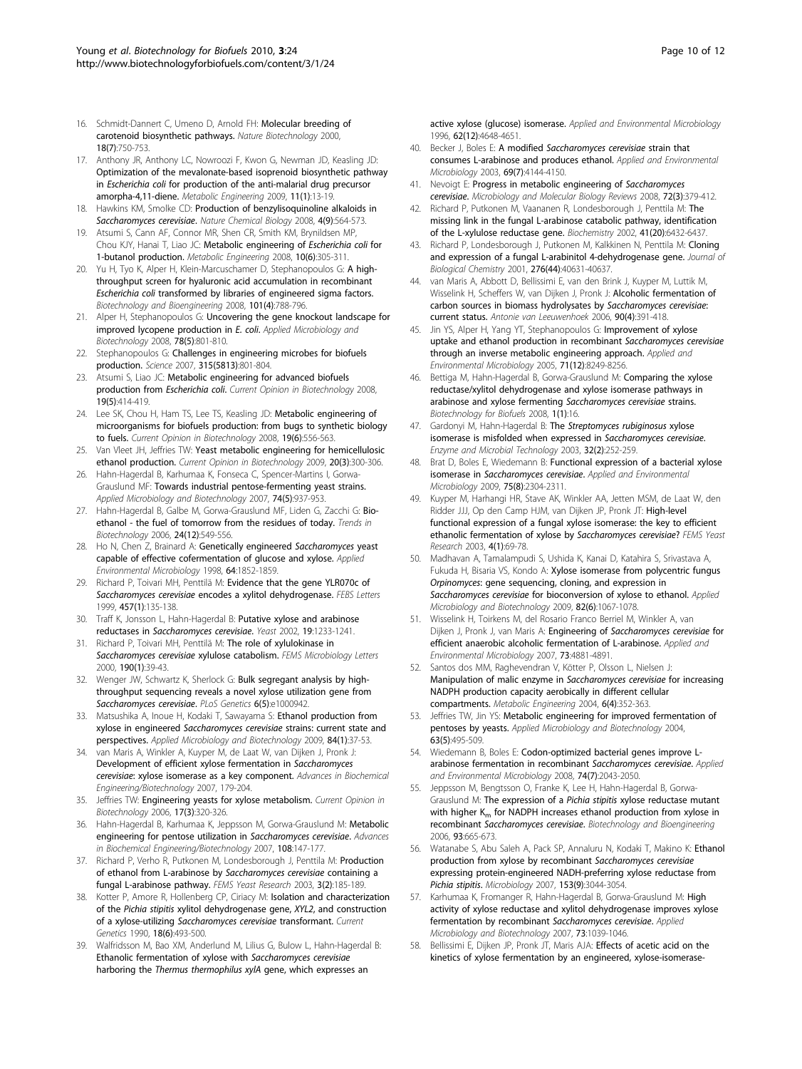16. Schmidt-Dannert C, Umeno D, Arnold FH: **Molecular breeding of carotenoid biosynthetic pathways.** *Nature Biotechnology* 2000, **18(7)**:750-753.
17. Anthony JR, Anthony LC, Nowroozi F, Kwon G, Newman JD, Keasling JD: **Optimization of the mevalonate-based isoprenoid biosynthetic pathway in *Escherichia coli* for production of the anti-malarial drug precursor amorpha-4,11-diene.** *Metabolic Engineering* 2009, **11(1)**:13-19.
18. Hawkins KM, Smolke CD: **Production of benzylisoquinoline alkaloids in *Saccharomyces cerevisiae*.** *Nature Chemical Biology* 2008, **4(9)**:564-573.
19. Atsumi S, Cann AF, Connor MR, Shen CR, Smith KM, Brynildsen MP, Chou KJY, Hanai T, Liao JC: **Metabolic engineering of *Escherichia coli* for 1-butanol production.** *Metabolic Engineering* 2008, **10(6)**:305-311.
20. Yu H, Tyo K, Alper H, Klein-Marcuschamer D, Stephanopoulos G: **A high-throughput screen for hyaluronic acid accumulation in recombinant *Escherichia coli* transformed by libraries of engineered sigma factors.** *Biotechnology and Bioengineering* 2008, **101(4)**:788-796.
21. Alper H, Stephanopoulos G: **Uncovering the gene knockout landscape for improved lycopene production in *E. coli*.** *Applied Microbiology and Biotechnology* 2008, **78(5)**:801-810.
22. Stephanopoulos G: **Challenges in engineering microbes for biofuels production.** *Science* 2007, **315(5813)**:801-804.
23. Atsumi S, Liao JC: **Metabolic engineering for advanced biofuels production from *Escherichia coli*.** *Current Opinion in Biotechnology* 2008, **19(5)**:414-419.
24. Lee SK, Chou H, Ham TS, Lee TS, Keasling JD: **Metabolic engineering of microorganisms for biofuels production: from bugs to synthetic biology to fuels.** *Current Opinion in Biotechnology* 2008, **19(6)**:556-563.
25. Van Vleet JH, Jeffries TW: **Yeast metabolic engineering for hemicellulosic ethanol production.** *Current Opinion in Biotechnology* 2009, **20(3)**:300-306.
26. Hahn-Hagerdal B, Karhumaa K, Fonseca C, Spencer-Martins I, Gorwa-Grauslund MF: **Towards industrial pentose-fermenting yeast strains.** *Applied Microbiology and Biotechnology* 2007, **74(5)**:937-953.
27. Hahn-Hagerdal B, Galbe M, Gorwa-Grauslund MF, Liden G, Zacchi G: **Bio-ethanol - the fuel of tomorrow from the residues of today.** *Trends in Biotechnology* 2006, **24(12)**:549-556.
28. Ho N, Chen Z, Brainard A: **Genetically engineered *Saccharomyces* yeast capable of effective cofermentation of glucose and xylose.** *Applied Environmental Microbiology* 1998, **64**:1852-1859.
29. Richard P, Toivari MH, Penttilä M: **Evidence that the gene YLR070c of *Saccharomyces cerevisiae* encodes a xylitol dehydrogenase.** *FEBS Letters* 1999, **457(1)**:135-138.
30. Traff K, Jonsson L, Hahn-Hagerdal B: **Putative xylose and arabinose reductases in *Saccharomyces cerevisiae*.** *Yeast* 2002, **19**:1233-1241.
31. Richard P, Toivari MH, Penttilä M: **The role of xylulokinase in *Saccharomyces cerevisiae* xylulose catabolism.** *FEMS Microbiology Letters* 2000, **190(1)**:39-43.
32. Wenger JW, Schwartz K, Sherlock G: **Bulk segregant analysis by high-throughput sequencing reveals a novel xylose utilization gene from *Saccharomyces cerevisiae*.** *PLoS Genetics* **6(5)**:e1000942.
33. Matsushika A, Inoue H, Kodaki T, Sawayama S: **Ethanol production from xylose in engineered *Saccharomyces cerevisiae* strains: current state and perspectives.** *Applied Microbiology and Biotechnology* 2009, **84(1)**:37-53.
34. van Maris A, Winkler A, Kuyper M, de Laat W, van Dijken J, Pronk J: **Development of efficient xylose fermentation in *Saccharomyces cerevisiae*: xylose isomerase as a key component.** *Advances in Biochemical Engineering/Biotechnology* 2007, 179-204.
35. Jeffries TW: **Engineering yeasts for xylose metabolism.** *Current Opinion in Biotechnology* 2006, **17(3)**:320-326.
36. Hahn-Hagerdal B, Karhumaa K, Jeppsson M, Gorwa-Grauslund M: **Metabolic engineering for pentose utilization in *Saccharomyces cerevisiae*.** *Advances in Biochemical Engineering/Biotechnology* 2007, **108**:147-177.
37. Richard P, Verho R, Putkonen M, Londesborough J, Penttila M: **Production of ethanol from L-arabinose by *Saccharomyces cerevisiae* containing a fungal L-arabinose pathway.** *FEMS Yeast Research* 2003, **3(2)**:185-189.
38. Kotter P, Amore R, Hollenberg CP, Ciriacy M: **Isolation and characterization of the *Pichia stipitis* xylitol dehydrogenase gene, *XYL2*, and construction of a xylose-utilizing *Saccharomyces cerevisiae* transformant.** *Current Genetics* 1990, **18(6)**:493-500.
39. Walfridsson M, Bao XM, Anderlund M, Lilius G, Bulow L, Hahn-Hagerdal B: **Ethanolic fermentation of xylose with *Saccharomyces cerevisiae* harboring the *Thermus thermophilus xylA* gene, which expresses an active xylose (glucose) isomerase.** *Applied and Environmental Microbiology* 1996, **62(12)**:4648-4651.
40. Becker J, Boles E: **A modified *Saccharomyces cerevisiae* strain that consumes L-arabinose and produces ethanol.** *Applied and Environmental Microbiology* 2003, **69(7)**:4144-4150.
41. Nevoigt E: **Progress in metabolic engineering of *Saccharomyces cerevisiae*.** *Microbiology and Molecular Biology Reviews* 2008, **72(3)**:379-412.
42. Richard P, Putkonen M, Vaananen R, Londesborough J, Penttila M: **The missing link in the fungal L-arabinose catabolic pathway, identification of the L-xylulose reductase gene.** *Biochemistry* 2002, **41(20)**:6432-6437.
43. Richard P, Londesborough J, Putkonen M, Kalkkinen N, Penttila M: **Cloning and expression of a fungal L-arabinitol 4-dehydrogenase gene.** *Journal of Biological Chemistry* 2001, **276(44)**:40631-40637.
44. van Maris A, Abbott D, Bellissimi E, van den Brink J, Kuyper M, Luttik M, Wisselink H, Scheffers W, van Dijken J, Pronk J: **Alcoholic fermentation of carbon sources in biomass hydrolysates by *Saccharomyces cerevisiae*: current status.** *Antonie van Leeuwenhoek* 2006, **90(4)**:391-418.
45. Jin YS, Alper H, Yang YT, Stephanopoulos G: **Improvement of xylose uptake and ethanol production in recombinant *Saccharomyces cerevisiae* through an inverse metabolic engineering approach.** *Applied and Environmental Microbiology* 2005, **71(12)**:8249-8256.
46. Bettiga M, Hahn-Hagerdal B, Gorwa-Grauslund M: **Comparing the xylose reductase/xylitol dehydrogenase and xylose isomerase pathways in arabinose and xylose fermenting *Saccharomyces cerevisiae* strains.** *Biotechnology for Biofuels* 2008, **1(1)**:16.
47. Gardonyi M, Hahn-Hagerdal B: **The *Streptomyces rubiginosus* xylose isomerase is misfolded when expressed in *Saccharomyces cerevisiae*.** *Enzyme and Microbial Technology* 2003, **32(2)**:252-259.
48. Brat D, Boles E, Wiedemann B: **Functional expression of a bacterial xylose isomerase in *Saccharomyces cerevisiae*.** *Applied and Environmental Microbiology* 2009, **75(8)**:2304-2311.
49. Kuyper M, Harhangi HR, Stave AK, Winkler AA, Jetten MSM, de Laat W, den Ridder JJJ, Op den Camp HJM, van Dijken JP, Pronk JT: **High-level functional expression of a fungal xylose isomerase: the key to efficient ethanolic fermentation of xylose by *Saccharomyces cerevisiae*?** *FEMS Yeast Research* 2003, **4(1)**:69-78.
50. Madhavan A, Tamalampudi S, Ushida K, Kanai D, Katahira S, Srivastava A, Fukuda H, Bisaria VS, Kondo A: **Xylose isomerase from polycentric fungus *Orpinomyces*: gene sequencing, cloning, and expression in *Saccharomyces cerevisiae* for bioconversion of xylose to ethanol.** *Applied Microbiology and Biotechnology* 2009, **82(6)**:1067-1078.
51. Wisselink H, Toirkens M, del Rosario Franco Berriel M, Winkler A, van Dijken J, Pronk J, van Maris A: **Engineering of *Saccharomyces cerevisiae* for efficient anaerobic alcoholic fermentation of L-arabinose.** *Applied and Environmental Microbiology* 2007, **73**:4881-4891.
52. Santos dos MM, Raghevendran V, Kötter P, Olsson L, Nielsen J: **Manipulation of malic enzyme in *Saccharomyces cerevisiae* for increasing NADPH production capacity aerobically in different cellular compartments.** *Metabolic Engineering* 2004, **6(4)**:352-363.
53. Jeffries TW, Jin YS: **Metabolic engineering for improved fermentation of pentoses by yeasts.** *Applied Microbiology and Biotechnology* 2004, **63(5)**:495-509.
54. Wiedemann B, Boles E: **Codon-optimized bacterial genes improve L-arabinose fermentation in recombinant *Saccharomyces cerevisiae*.** *Applied and Environmental Microbiology* 2008, **74(7)**:2043-2050.
55. Jeppsson M, Bengtsson O, Franke K, Lee H, Hahn-Hagerdal B, Gorwa-Grauslund M: **The expression of a *Pichia stipitis* xylose reductase mutant with higher $K_m$ for NADPH increases ethanol production from xylose in recombinant *Saccharomyces cerevisiae*.** *Biotechnology and Bioengineering* 2006, **93**:665-673.
56. Watanabe S, Abu Saleh A, Pack SP, Annaluru N, Kodaki T, Makino K: **Ethanol production from xylose by recombinant *Saccharomyces cerevisiae* expressing protein-engineered NADH-preferring xylose reductase from *Pichia stipitis*.** *Microbiology* 2007, **153(9)**:3044-3054.
57. Karhumaa K, Fromanger R, Hahn-Hagerdal B, Gorwa-Grauslund M: **High activity of xylose reductase and xylitol dehydrogenase improves xylose fermentation by recombinant *Saccharomyces cerevisiae*.** *Applied Microbiology and Biotechnology* 2007, **73**:1039-1046.
58. Bellissimi E, Dijken JP, Pronk JT, Maris AJA: **Effects of acetic acid on the kinetics of xylose fermentation by an engineered, xylose-isomerase-**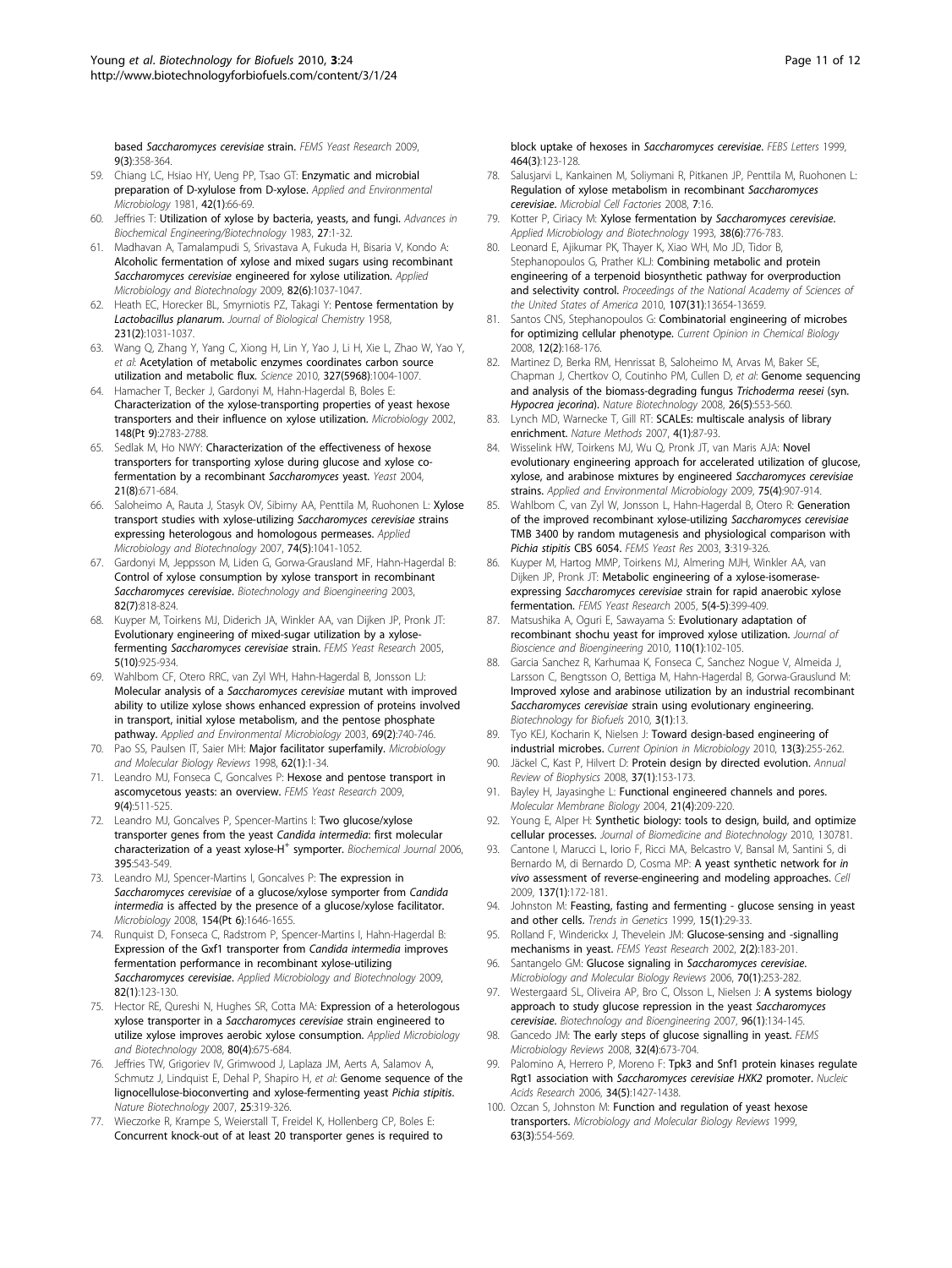based *Saccharomyces cerevisiae* strain. *FEMS Yeast Research* 2009, **9(3)**:358-364.

59. Chiang LC, Hsiao HY, Ueng PP, Tsao GT: **Enzymatic and microbial preparation of D-xylulose from D-xylose.** *Applied and Environmental Microbiology* 1981, **42(1)**:66-69.
60. Jeffries T: **Utilization of xylose by bacteria, yeasts, and fungi.** *Advances in Biochemical Engineering/Biotechnology* 1983, **27**:1-32.
61. Madhavan A, Tamalampudi S, Srivastava A, Fukuda H, Bisaria V, Kondo A: **Alcoholic fermentation of xylose and mixed sugars using recombinant *Saccharomyces cerevisiae* engineered for xylose utilization.** *Applied Microbiology and Biotechnology* 2009, **82(6)**:1037-1047.
62. Heath EC, Horecker BL, Smyrniotis PZ, Takagi Y: **Pentose fermentation by *Lactobacillus planarum*.** *Journal of Biological Chemistry* 1958, **231(2)**:1031-1037.
63. Wang Q, Zhang Y, Yang C, Xiong H, Lin Y, Yao J, Li H, Xie L, Zhao W, Yao Y, *et al*: **Acetylation of metabolic enzymes coordinates carbon source utilization and metabolic flux.** *Science* 2010, **327(5968)**:1004-1007.
64. Hamacher T, Becker J, Gardonyi M, Hahn-Hagerdal B, Boles E: **Characterization of the xylose-transporting properties of yeast hexose transporters and their influence on xylose utilization.** *Microbiology* 2002, **148(Pt 9)**:2783-2788.
65. Sedlak M, Ho NWY: **Characterization of the effectiveness of hexose transporters for transporting xylose during glucose and xylose co-fermentation by a recombinant *Saccharomyces* yeast.** *Yeast* 2004, **21(8)**:671-684.
66. Saloheimo A, Rauta J, Stasyk OV, Sibirny AA, Penttila M, Ruohonen L: **Xylose transport studies with xylose-utilizing *Saccharomyces cerevisiae* strains expressing heterologous and homologous permeases.** *Applied Microbiology and Biotechnology* 2007, **74(5)**:1041-1052.
67. Gardonyi M, Jeppsson M, Liden G, Gorwa-Grausland MF, Hahn-Hagerdal B: **Control of xylose consumption by xylose transport in recombinant *Saccharomyces cerevisiae*.** *Biotechnology and Bioengineering* 2003, **82(7)**:818-824.
68. Kuyper M, Toirkens MJ, Diderich JA, Winkler AA, van Dijken JP, Pronk JT: **Evolutionary engineering of mixed-sugar utilization by a xylose-fermenting *Saccharomyces cerevisiae* strain.** *FEMS Yeast Research* 2005, **5(10)**:925-934.
69. Wahlbom CF, Otero RRC, van Zyl WH, Hahn-Hagerdal B, Jonsson LJ: **Molecular analysis of a *Saccharomyces cerevisiae* mutant with improved ability to utilize xylose shows enhanced expression of proteins involved in transport, initial xylose metabolism, and the pentose phosphate pathway.** *Applied and Environmental Microbiology* 2003, **69(2)**:740-746.
70. Pao SS, Paulsen IT, Saier MH: **Major facilitator superfamily.** *Microbiology and Molecular Biology Reviews* 1998, **62(1)**:1-34.
71. Leandro MJ, Fonseca C, Goncalves P: **Hexose and pentose transport in ascomycetous yeasts: an overview.** *FEMS Yeast Research* 2009, **9(4)**:511-525.
72. Leandro MJ, Goncalves P, Spencer-Martins I: **Two glucose/xylose transporter genes from the yeast *Candida intermedia*: first molecular characterization of a yeast xylose-H$^+$ symporter.** *Biochemical Journal* 2006, **395**:543-549.
73. Leandro MJ, Spencer-Martins I, Goncalves P: **The expression in *Saccharomyces cerevisiae* of a glucose/xylose symporter from *Candida intermedia* is affected by the presence of a glucose/xylose facilitator.** *Microbiology* 2008, **154(Pt 6)**:1646-1655.
74. Runquist D, Fonseca C, Radstrom P, Spencer-Martins I, Hahn-Hagerdal B: **Expression of the Gxf1 transporter from *Candida intermedia* improves fermentation performance in recombinant xylose-utilizing *Saccharomyces cerevisiae*.** *Applied Microbiology and Biotechnology* 2009, **82(1)**:123-130.
75. Hector RE, Qureshi N, Hughes SR, Cotta MA: **Expression of a heterologous xylose transporter in a *Saccharomyces cerevisiae* strain engineered to utilize xylose improves aerobic xylose consumption.** *Applied Microbiology and Biotechnology* 2008, **80(4)**:675-684.
76. Jeffries TW, Grigoriev IV, Grimwood J, Laplaza JM, Aerts A, Salamov A, Schmutz J, Lindquist E, Dehal P, Shapiro H, *et al*: **Genome sequence of the lignocellulose-bioconverting and xylose-fermenting yeast *Pichia stipitis*.** *Nature Biotechnology* 2007, **25**:319-326.
77. Wieczorke R, Krampe S, Weierstall T, Freidel K, Hollenberg CP, Boles E: **Concurrent knock-out of at least 20 transporter genes is required to block uptake of hexoses in *Saccharomyces cerevisiae*.** *FEBS Letters* 1999, **464(3)**:123-128.
78. Salusjarvi L, Kankainen M, Soliymani R, Pitkanen JP, Penttila M, Ruohonen L: **Regulation of xylose metabolism in recombinant *Saccharomyces cerevisiae*.** *Microbial Cell Factories* 2008, **7**:16.
79. Kotter P, Ciriacy M: **Xylose fermentation by *Saccharomyces cerevisiae*.** *Applied Microbiology and Biotechnology* 1993, **38(6)**:776-783.
80. Leonard E, Ajikumar PK, Thayer K, Xiao WH, Mo JD, Tidor B, Stephanopoulos G, Prather KLJ: **Combining metabolic and protein engineering of a terpenoid biosynthetic pathway for overproduction and selectivity control.** *Proceedings of the National Academy of Sciences of the United States of America* 2010, **107(31)**:13654-13659.
81. Santos CNS, Stephanopoulos G: **Combinatorial engineering of microbes for optimizing cellular phenotype.** *Current Opinion in Chemical Biology* 2008, **12(2)**:168-176.
82. Martinez D, Berka RM, Henrissat B, Saloheimo M, Arvas M, Baker SE, Chapman J, Chertkov O, Coutinho PM, Cullen D, *et al*: **Genome sequencing and analysis of the biomass-degrading fungus *Trichoderma reesei* (syn. *Hypocrea jecorina*).** *Nature Biotechnology* 2008, **26(5)**:553-560.
83. Lynch MD, Warnecke T, Gill RT: **SCALEs: multiscale analysis of library enrichment.** *Nature Methods* 2007, **4(1)**:87-93.
84. Wisselink HW, Toirkens MJ, Wu Q, Pronk JT, van Maris AJA: **Novel evolutionary engineering approach for accelerated utilization of glucose, xylose, and arabinose mixtures by engineered *Saccharomyces cerevisiae* strains.** *Applied and Environmental Microbiology* 2009, **75(4)**:907-914.
85. Wahlbom C, van Zyl W, Jonsson L, Hahn-Hagerdal B, Otero R: **Generation of the improved recombinant xylose-utilizing *Saccharomyces cerevisiae* TMB 3400 by random mutagenesis and physiological comparison with *Pichia stipitis* CBS 6054.** *FEMS Yeast Res* 2003, **3**:319-326.
86. Kuyper M, Hartog MMP, Toirkens MJ, Almering MJH, Winkler AA, van Dijken JP, Pronk JT: **Metabolic engineering of a xylose-isomerase-expressing *Saccharomyces cerevisiae* strain for rapid anaerobic xylose fermentation.** *FEMS Yeast Research* 2005, **5(4-5)**:399-409.
87. Matsushika A, Oguri E, Sawayama S: **Evolutionary adaptation of recombinant shochu yeast for improved xylose utilization.** *Journal of Bioscience and Bioengineering* 2010, **110(1)**:102-105.
88. Garcia Sanchez R, Karhumaa K, Fonseca C, Sanchez Nogue V, Almeida J, Larsson C, Bengtsson O, Bettiga M, Hahn-Hagerdal B, Gorwa-Grauslund M: **Improved xylose and arabinose utilization by an industrial recombinant *Saccharomyces cerevisiae* strain using evolutionary engineering.** *Biotechnology for Biofuels* 2010, **3(1)**:13.
89. Tyo KEJ, Kocharin K, Nielsen J: **Toward design-based engineering of industrial microbes.** *Current Opinion in Microbiology* 2010, **13(3)**:255-262.
90. Jäckel C, Kast P, Hilvert D: **Protein design by directed evolution.** *Annual Review of Biophysics* 2008, **37(1)**:153-173.
91. Bayley H, Jayasinghe L: **Functional engineered channels and pores.** *Molecular Membrane Biology* 2004, **21(4)**:209-220.
92. Young E, Alper H: **Synthetic biology: tools to design, build, and optimize cellular processes.** *Journal of Biomedicine and Biotechnology* 2010, 130781.
93. Cantone I, Marucci L, Iorio F, Ricci MA, Belcastro V, Bansal M, Santini S, di Bernardo M, di Bernardo D, Cosma MP: **A yeast synthetic network for *in vivo* assessment of reverse-engineering and modeling approaches.** *Cell* 2009, **137(1)**:172-181.
94. Johnston M: **Feasting, fasting and fermenting - glucose sensing in yeast and other cells.** *Trends in Genetics* 1999, **15(1)**:29-33.
95. Rolland F, Winderickx J, Thevelein JM: **Glucose-sensing and -signalling mechanisms in yeast.** *FEMS Yeast Research* 2002, **2(2)**:183-201.
96. Santangelo GM: **Glucose signaling in *Saccharomyces cerevisiae*.** *Microbiology and Molecular Biology Reviews* 2006, **70(1)**:253-282.
97. Westergaard SL, Oliveira AP, Bro C, Olsson L, Nielsen J: **A systems biology approach to study glucose repression in the yeast *Saccharomyces cerevisiae*.** *Biotechnology and Bioengineering* 2007, **96(1)**:134-145.
98. Gancedo JM: **The early steps of glucose signalling in yeast.** *FEMS Microbiology Reviews* 2008, **32(4)**:673-704.
99. Palomino A, Herrero P, Moreno F: **Tpk3 and Snf1 protein kinases regulate Rgt1 association with *Saccharomyces cerevisiae HXK2* promoter.** *Nucleic Acids Research* 2006, **34(5)**:1427-1438.
100. Ozcan S, Johnston M: **Function and regulation of yeast hexose transporters.** *Microbiology and Molecular Biology Reviews* 1999, **63(3)**:554-569.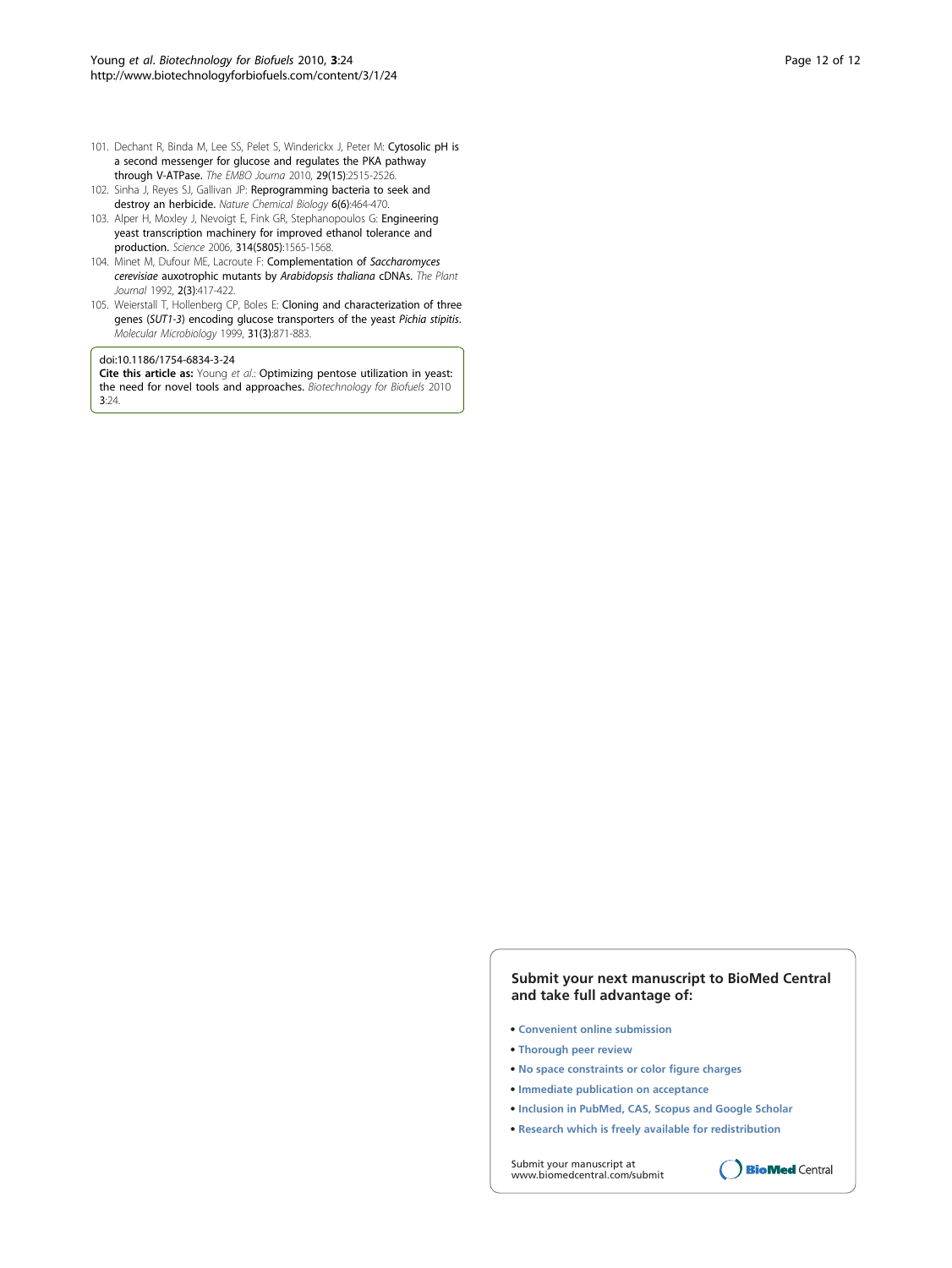101. Dechant R, Binda M, Lee SS, Pelet S, Winderickx J, Peter M: **Cytosolic pH is a second messenger for glucose and regulates the PKA pathway through V-ATPase.** *The EMBO Journa* 2010, **29(15)**:2515-2526.
102. Sinha J, Reyes SJ, Gallivan JP: **Reprogramming bacteria to seek and destroy an herbicide.** *Nature Chemical Biology* **6(6)**:464-470.
103. Alper H, Moxley J, Nevoigt E, Fink GR, Stephanopoulos G: **Engineering yeast transcription machinery for improved ethanol tolerance and production.** *Science* 2006, **314(5805)**:1565-1568.
104. Minet M, Dufour ME, Lacroute F: **Complementation of *Saccharomyces cerevisiae* auxotrophic mutants by *Arabidopsis thaliana* cDNAs.** *The Plant Journal* 1992, **2(3)**:417-422.
105. Weierstall T, Hollenberg CP, Boles E: **Cloning and characterization of three genes (*SUT1-3*) encoding glucose transporters of the yeast *Pichia stipitis*.** *Molecular Microbiology* 1999, **31(3)**:871-883.

doi:10.1186/1754-6834-3-24
**Cite this article as:** Young *et al.*: Optimizing pentose utilization in yeast: the need for novel tools and approaches. *Biotechnology for Biofuels* 2010 **3**:24.

**Submit your next manuscript to BioMed Central and take full advantage of:**

- **Convenient online submission**
- **Thorough peer review**
- **No space constraints or color figure charges**
- **Immediate publication on acceptance**
- **Inclusion in PubMed, CAS, Scopus and Google Scholar**
- **Research which is freely available for redistribution**

Submit your manuscript at
www.biomedcentral.com/submit

BioMed Central